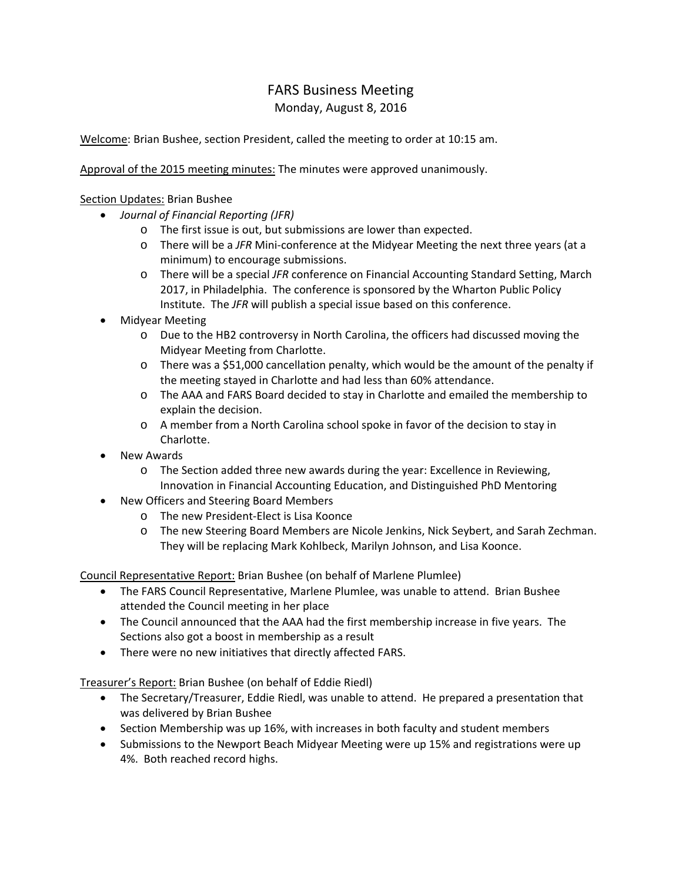# FARS Business Meeting

Monday, August 8, 2016

Welcome: Brian Bushee, section President, called the meeting to order at 10:15 am.

Approval of the 2015 meeting minutes: The minutes were approved unanimously.

Section Updates: Brian Bushee

- *Journal of Financial Reporting (JFR)*
  - The first issue is out, but submissions are lower than expected.
  - There will be a *JFR* Mini-conference at the Midyear Meeting the next three years (at a minimum) to encourage submissions.
  - There will be a special *JFR* conference on Financial Accounting Standard Setting, March 2017, in Philadelphia. The conference is sponsored by the Wharton Public Policy Institute. The *JFR* will publish a special issue based on this conference.
- Midyear Meeting
  - Due to the HB2 controversy in North Carolina, the officers had discussed moving the Midyear Meeting from Charlotte.
  - There was a $51,000 cancellation penalty, which would be the amount of the penalty if the meeting stayed in Charlotte and had less than 60% attendance.
  - The AAA and FARS Board decided to stay in Charlotte and emailed the membership to explain the decision.
  - A member from a North Carolina school spoke in favor of the decision to stay in Charlotte.
- New Awards
  - The Section added three new awards during the year: Excellence in Reviewing, Innovation in Financial Accounting Education, and Distinguished PhD Mentoring
- New Officers and Steering Board Members
  - The new President-Elect is Lisa Koonce
  - The new Steering Board Members are Nicole Jenkins, Nick Seybert, and Sarah Zechman. They will be replacing Mark Kohlbeck, Marilyn Johnson, and Lisa Koonce.

Council Representative Report: Brian Bushee (on behalf of Marlene Plumlee)

- The FARS Council Representative, Marlene Plumlee, was unable to attend. Brian Bushee attended the Council meeting in her place
- The Council announced that the AAA had the first membership increase in five years. The Sections also got a boost in membership as a result
- There were no new initiatives that directly affected FARS.

Treasurer's Report: Brian Bushee (on behalf of Eddie Riedl)

- The Secretary/Treasurer, Eddie Riedl, was unable to attend. He prepared a presentation that was delivered by Brian Bushee
- Section Membership was up 16%, with increases in both faculty and student members
- Submissions to the Newport Beach Midyear Meeting were up 15% and registrations were up 4%. Both reached record highs.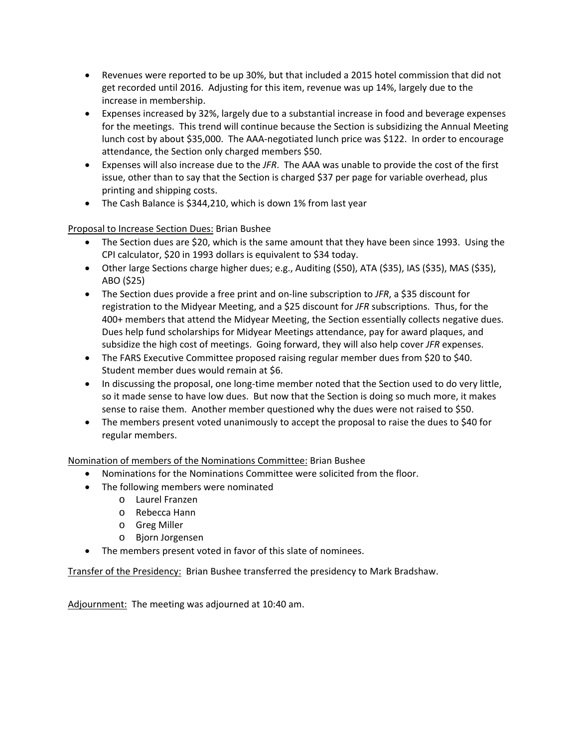- Revenues were reported to be up 30%, but that included a 2015 hotel commission that did not get recorded until 2016. Adjusting for this item, revenue was up 14%, largely due to the increase in membership.
- Expenses increased by 32%, largely due to a substantial increase in food and beverage expenses for the meetings. This trend will continue because the Section is subsidizing the Annual Meeting lunch cost by about $35,000. The AAA-negotiated lunch price was $122. In order to encourage attendance, the Section only charged members $50.
- Expenses will also increase due to the *JFR*. The AAA was unable to provide the cost of the first issue, other than to say that the Section is charged $37 per page for variable overhead, plus printing and shipping costs.
- The Cash Balance is $344,210, which is down 1% from last year

<u>Proposal to Increase Section Dues:</u> Brian Bushee

- The Section dues are $20, which is the same amount that they have been since 1993. Using the CPI calculator, $20 in 1993 dollars is equivalent to $34 today.
- Other large Sections charge higher dues; e.g., Auditing ($50), ATA ($35), IAS ($35), MAS ($35), ABO ($25)
- The Section dues provide a free print and on-line subscription to *JFR*, a $35 discount for registration to the Midyear Meeting, and a $25 discount for *JFR* subscriptions. Thus, for the 400+ members that attend the Midyear Meeting, the Section essentially collects negative dues. Dues help fund scholarships for Midyear Meetings attendance, pay for award plaques, and subsidize the high cost of meetings. Going forward, they will also help cover *JFR* expenses.
- The FARS Executive Committee proposed raising regular member dues from $20 to $40. Student member dues would remain at $6.
- In discussing the proposal, one long-time member noted that the Section used to do very little, so it made sense to have low dues. But now that the Section is doing so much more, it makes sense to raise them. Another member questioned why the dues were not raised to $50.
- The members present voted unanimously to accept the proposal to raise the dues to $40 for regular members.

<u>Nomination of members of the Nominations Committee:</u> Brian Bushee

- Nominations for the Nominations Committee were solicited from the floor.
- The following members were nominated
  - Laurel Franzen
  - Rebecca Hann
  - Greg Miller
  - Bjorn Jorgensen
- The members present voted in favor of this slate of nominees.

<u>Transfer of the Presidency:</u> Brian Bushee transferred the presidency to Mark Bradshaw.

<u>Adjournment:</u> The meeting was adjourned at 10:40 am.